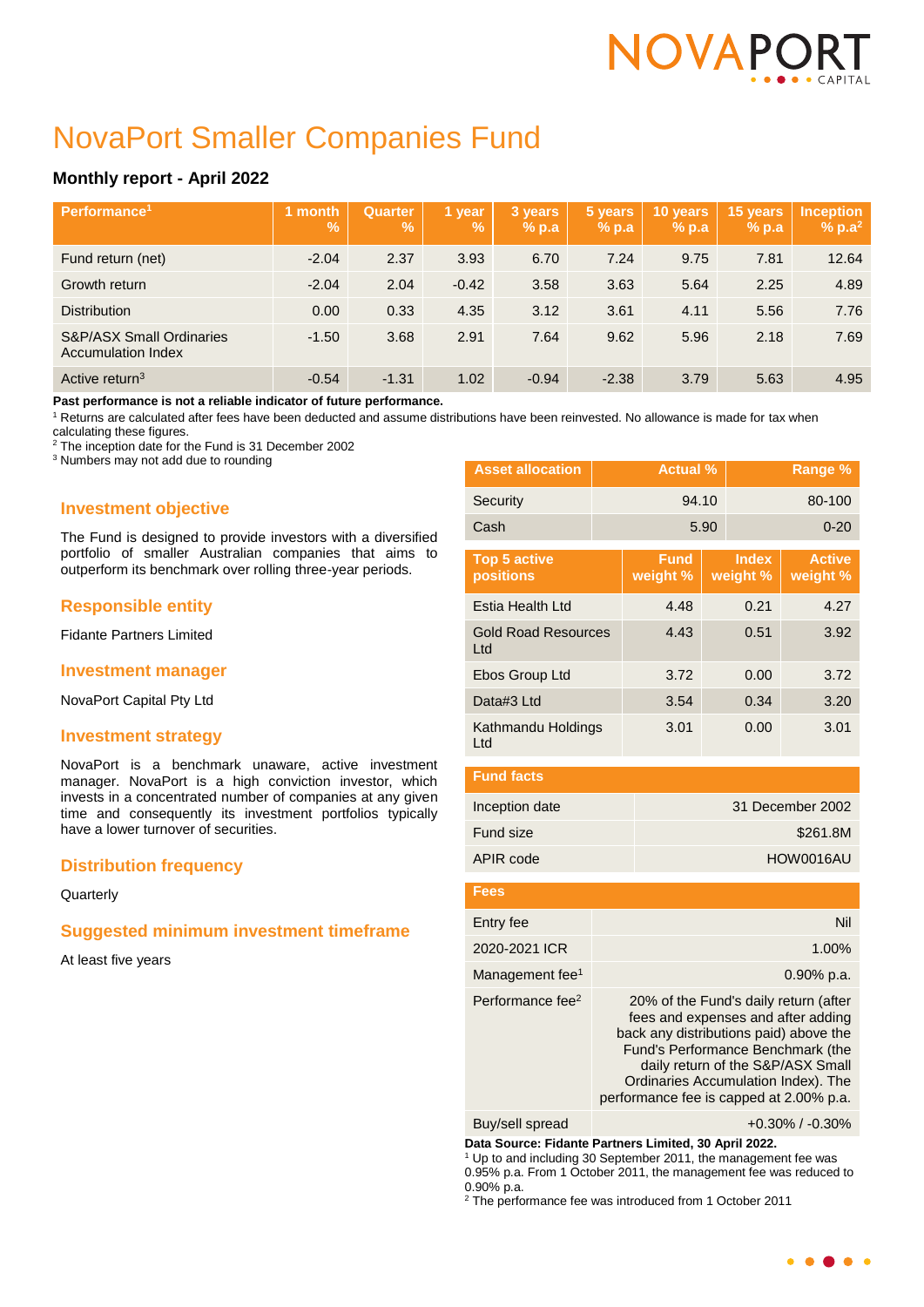# NovaPort Smaller Companies Fund

### Monthly report - April 2022

| Performance[1] | 1 month % | Quarter % | 1 year % | 3 years % p.a | 5 years % p.a | 10 years % p.a | 15 years % p.a | Inception % p.a[2] |
|---|---|---|---|---|---|---|---|---|
| Fund return (net) | -2.04 | 2.37 | 3.93 | 6.70 | 7.24 | 9.75 | 7.81 | 12.64 |
| Growth return | -2.04 | 2.04 | -0.42 | 3.58 | 3.63 | 5.64 | 2.25 | 4.89 |
| Distribution | 0.00 | 0.33 | 4.35 | 3.12 | 3.61 | 4.11 | 5.56 | 7.76 |
| S&P/ASX Small Ordinaries Accumulation Index | -1.50 | 3.68 | 2.91 | 7.64 | 9.62 | 5.96 | 2.18 | 7.69 |
| Active return[3] | -0.54 | -1.31 | 1.02 | -0.94 | -2.38 | 3.79 | 5.63 | 4.95 |

**Past performance is not a reliable indicator of future performance.**

[1] Returns are calculated after fees have been deducted and assume distributions have been reinvested. No allowance is made for tax when calculating these figures.
[2] The inception date for the Fund is 31 December 2002
[3] Numbers may not add due to rounding

## Investment objective

The Fund is designed to provide investors with a diversified portfolio of smaller Australian companies that aims to outperform its benchmark over rolling three-year periods.

## Responsible entity

Fidante Partners Limited

## Investment manager

NovaPort Capital Pty Ltd

## Investment strategy

NovaPort is a benchmark unaware, active investment manager. NovaPort is a high conviction investor, which invests in a concentrated number of companies at any given time and consequently its investment portfolios typically have a lower turnover of securities.

## Distribution frequency

Quarterly

## Suggested minimum investment timeframe

At least five years

| Asset allocation | Actual % | Range % |
|---|---|---|
| Security | 94.10 | 80-100 |
| Cash | 5.90 | 0-20 |

| Top 5 active positions | Fund weight % | Index weight % | Active weight % |
|---|---|---|---|
| Estia Health Ltd | 4.48 | 0.21 | 4.27 |
| Gold Road Resources Ltd | 4.43 | 0.51 | 3.92 |
| Ebos Group Ltd | 3.72 | 0.00 | 3.72 |
| Data#3 Ltd | 3.54 | 0.34 | 3.20 |
| Kathmandu Holdings Ltd | 3.01 | 0.00 | 3.01 |

| Fund facts | |
|---|---|
| Inception date | 31 December 2002 |
| Fund size | $261.8M |
| APIR code | HOW0016AU |

| Fees | |
|---|---|
| Entry fee | Nil |
| 2020-2021 ICR | 1.00% |
| Management fee[1] | 0.90% p.a. |
| Performance fee[2] | 20% of the Fund's daily return (after fees and expenses and after adding back any distributions paid) above the Fund's Performance Benchmark (the daily return of the S&P/ASX Small Ordinaries Accumulation Index). The performance fee is capped at 2.00% p.a. |
| Buy/sell spread | +0.30% / -0.30% |

**Data Source: Fidante Partners Limited, 30 April 2022.**

[1] Up to and including 30 September 2011, the management fee was 0.95% p.a. From 1 October 2011, the management fee was reduced to 0.90% p.a.
[2] The performance fee was introduced from 1 October 2011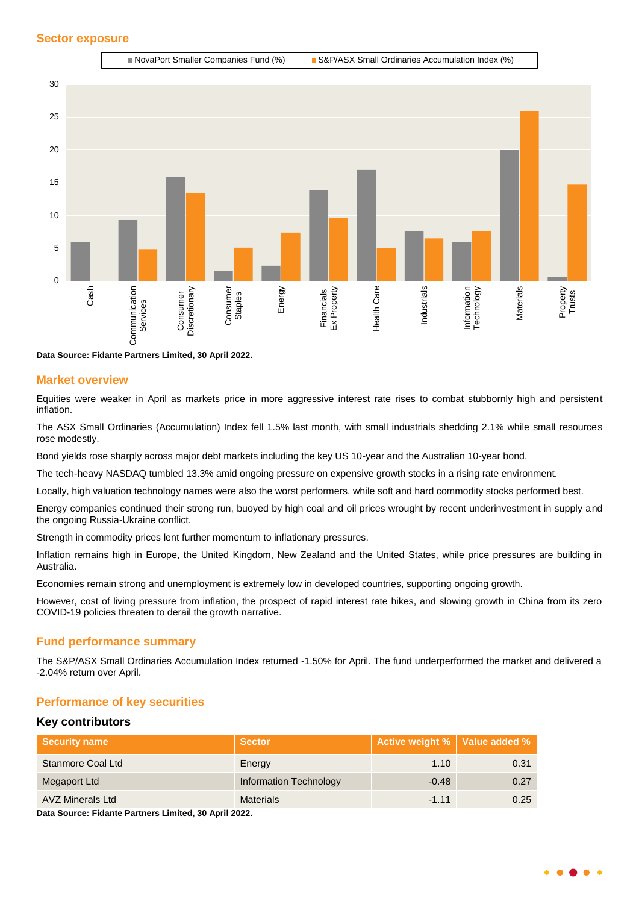## Sector exposure

Data Source: Fidante Partners Limited, 30 April 2022.

## Market overview

Equities were weaker in April as markets price in more aggressive interest rate rises to combat stubbornly high and persistent inflation.

The ASX Small Ordinaries (Accumulation) Index fell 1.5% last month, with small industrials shedding 2.1% while small resources rose modestly.

Bond yields rose sharply across major debt markets including the key US 10-year and the Australian 10-year bond.

The tech-heavy NASDAQ tumbled 13.3% amid ongoing pressure on expensive growth stocks in a rising rate environment.

Locally, high valuation technology names were also the worst performers, while soft and hard commodity stocks performed best.

Energy companies continued their strong run, buoyed by high coal and oil prices wrought by recent underinvestment in supply and the ongoing Russia-Ukraine conflict.

Strength in commodity prices lent further momentum to inflationary pressures.

Inflation remains high in Europe, the United Kingdom, New Zealand and the United States, while price pressures are building in Australia.

Economies remain strong and unemployment is extremely low in developed countries, supporting ongoing growth.

However, cost of living pressure from inflation, the prospect of rapid interest rate hikes, and slowing growth in China from its zero COVID-19 policies threaten to derail the growth narrative.

## Fund performance summary

The S&P/ASX Small Ordinaries Accumulation Index returned -1.50% for April. The fund underperformed the market and delivered a -2.04% return over April.

## Performance of key securities

### Key contributors

| Security name | Sector | Active weight % | Value added % |
|---|---|---|---|
| Stanmore Coal Ltd | Energy | 1.10 | 0.31 |
| Megaport Ltd | Information Technology | -0.48 | 0.27 |
| AVZ Minerals Ltd | Materials | -1.11 | 0.25 |

Data Source: Fidante Partners Limited, 30 April 2022.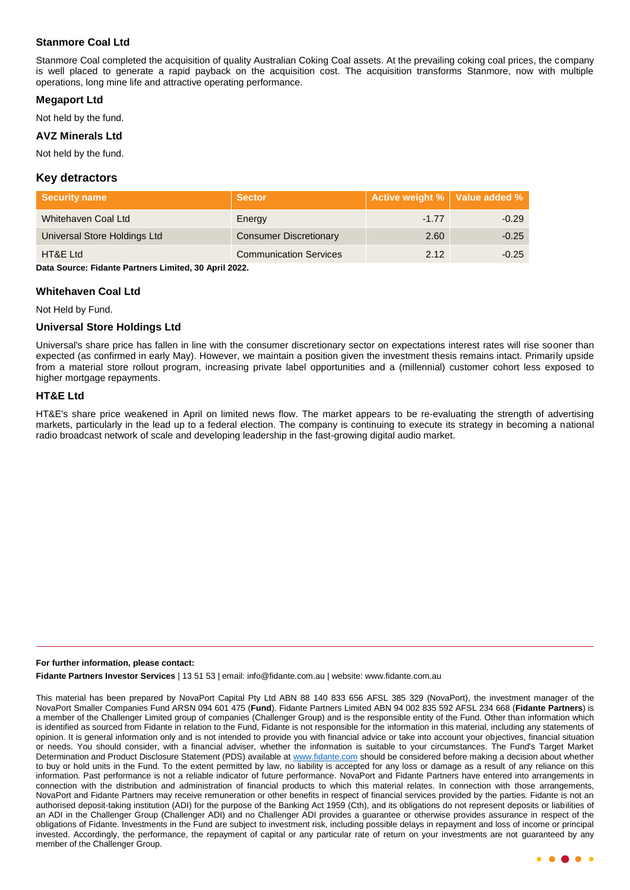### Stanmore Coal Ltd

Stanmore Coal completed the acquisition of quality Australian Coking Coal assets. At the prevailing coking coal prices, the company is well placed to generate a rapid payback on the acquisition cost. The acquisition transforms Stanmore, now with multiple operations, long mine life and attractive operating performance.

### Megaport Ltd

Not held by the fund.

### AVZ Minerals Ltd

Not held by the fund.

## Key detractors

| Security name | Sector | Active weight % | Value added % |
|---|---|---|---|
| Whitehaven Coal Ltd | Energy | -1.77 | -0.29 |
| Universal Store Holdings Ltd | Consumer Discretionary | 2.60 | -0.25 |
| HT&E Ltd | Communication Services | 2.12 | -0.25 |

**Data Source: Fidante Partners Limited, 30 April 2022.**

### Whitehaven Coal Ltd

Not Held by Fund.

### Universal Store Holdings Ltd

Universal's share price has fallen in line with the consumer discretionary sector on expectations interest rates will rise sooner than expected (as confirmed in early May). However, we maintain a position given the investment thesis remains intact. Primarily upside from a material store rollout program, increasing private label opportunities and a (millennial) customer cohort less exposed to higher mortgage repayments.

### HT&E Ltd

HT&E's share price weakened in April on limited news flow. The market appears to be re-evaluating the strength of advertising markets, particularly in the lead up to a federal election. The company is continuing to execute its strategy in becoming a national radio broadcast network of scale and developing leadership in the fast-growing digital audio market.

---

**For further information, please contact:**

**Fidante Partners Investor Services** | 13 51 53 | email: info@fidante.com.au | website: www.fidante.com.au

This material has been prepared by NovaPort Capital Pty Ltd ABN 88 140 833 656 AFSL 385 329 (NovaPort), the investment manager of the NovaPort Smaller Companies Fund ARSN 094 601 475 (**Fund**). Fidante Partners Limited ABN 94 002 835 592 AFSL 234 668 (**Fidante Partners**) is a member of the Challenger Limited group of companies (Challenger Group) and is the responsible entity of the Fund. Other than information which is identified as sourced from Fidante in relation to the Fund, Fidante is not responsible for the information in this material, including any statements of opinion. It is general information only and is not intended to provide you with financial advice or take into account your objectives, financial situation or needs. You should consider, with a financial adviser, whether the information is suitable to your circumstances. The Fund's Target Market Determination and Product Disclosure Statement (PDS) available at www.fidante.com should be considered before making a decision about whether to buy or hold units in the Fund. To the extent permitted by law, no liability is accepted for any loss or damage as a result of any reliance on this information. Past performance is not a reliable indicator of future performance. NovaPort and Fidante Partners have entered into arrangements in connection with the distribution and administration of financial products to which this material relates. In connection with those arrangements, NovaPort and Fidante Partners may receive remuneration or other benefits in respect of financial services provided by the parties. Fidante is not an authorised deposit-taking institution (ADI) for the purpose of the Banking Act 1959 (Cth), and its obligations do not represent deposits or liabilities of an ADI in the Challenger Group (Challenger ADI) and no Challenger ADI provides a guarantee or otherwise provides assurance in respect of the obligations of Fidante. Investments in the Fund are subject to investment risk, including possible delays in repayment and loss of income or principal invested. Accordingly, the performance, the repayment of capital or any particular rate of return on your investments are not guaranteed by any member of the Challenger Group.